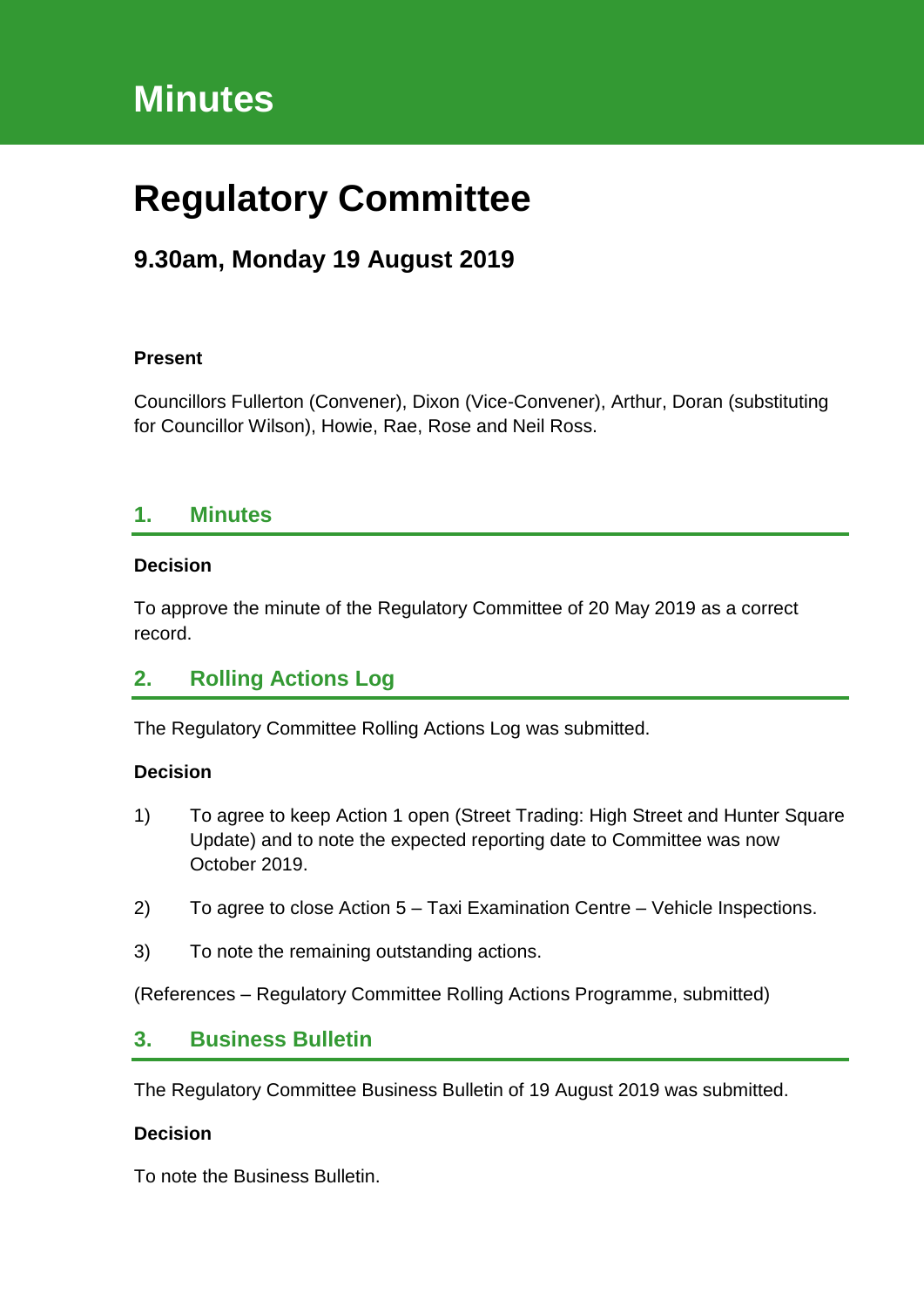# Minutes

# Regulatory Committee

## 9.30am, Monday 19 August 2019

**Present**

Councillors Fullerton (Convener), Dixon (Vice-Convener), Arthur, Doran (substituting for Councillor Wilson), Howie, Rae, Rose and Neil Ross.

## 1. Minutes

**Decision**

To approve the minute of the Regulatory Committee of 20 May 2019 as a correct record.

## 2. Rolling Actions Log

The Regulatory Committee Rolling Actions Log was submitted.

**Decision**

1) To agree to keep Action 1 open (Street Trading: High Street and Hunter Square Update) and to note the expected reporting date to Committee was now October 2019.

2) To agree to close Action 5 – Taxi Examination Centre – Vehicle Inspections.

3) To note the remaining outstanding actions.

(References – Regulatory Committee Rolling Actions Programme, submitted)

## 3. Business Bulletin

The Regulatory Committee Business Bulletin of 19 August 2019 was submitted.

**Decision**

To note the Business Bulletin.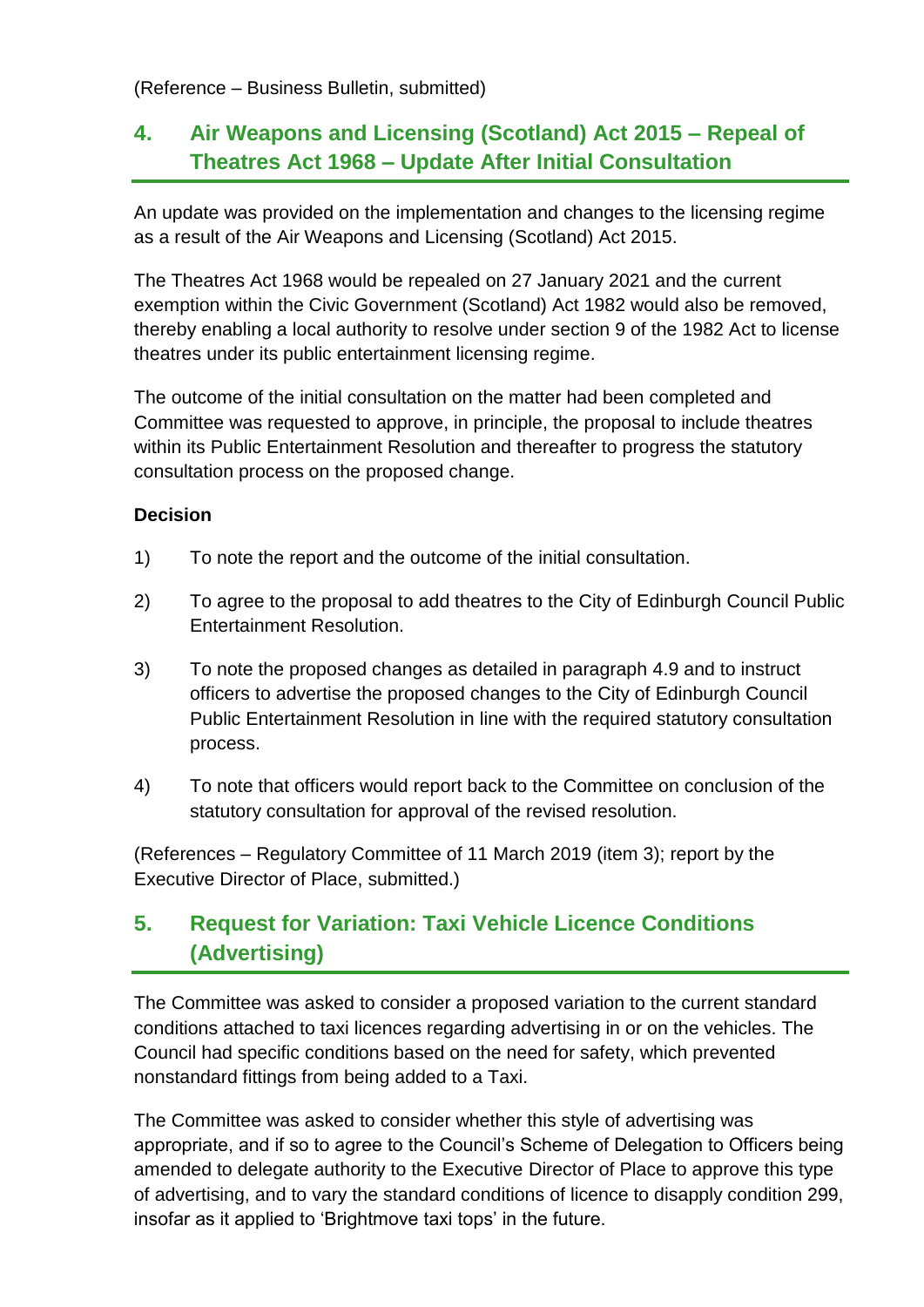(Reference – Business Bulletin, submitted)

## 4. Air Weapons and Licensing (Scotland) Act 2015 – Repeal of Theatres Act 1968 – Update After Initial Consultation

An update was provided on the implementation and changes to the licensing regime as a result of the Air Weapons and Licensing (Scotland) Act 2015.

The Theatres Act 1968 would be repealed on 27 January 2021 and the current exemption within the Civic Government (Scotland) Act 1982 would also be removed, thereby enabling a local authority to resolve under section 9 of the 1982 Act to license theatres under its public entertainment licensing regime.

The outcome of the initial consultation on the matter had been completed and Committee was requested to approve, in principle, the proposal to include theatres within its Public Entertainment Resolution and thereafter to progress the statutory consultation process on the proposed change.

**Decision**

1) To note the report and the outcome of the initial consultation.

2) To agree to the proposal to add theatres to the City of Edinburgh Council Public Entertainment Resolution.

3) To note the proposed changes as detailed in paragraph 4.9 and to instruct officers to advertise the proposed changes to the City of Edinburgh Council Public Entertainment Resolution in line with the required statutory consultation process.

4) To note that officers would report back to the Committee on conclusion of the statutory consultation for approval of the revised resolution.

(References – Regulatory Committee of 11 March 2019 (item 3); report by the Executive Director of Place, submitted.)

## 5. Request for Variation: Taxi Vehicle Licence Conditions (Advertising)

The Committee was asked to consider a proposed variation to the current standard conditions attached to taxi licences regarding advertising in or on the vehicles. The Council had specific conditions based on the need for safety, which prevented nonstandard fittings from being added to a Taxi.

The Committee was asked to consider whether this style of advertising was appropriate, and if so to agree to the Council's Scheme of Delegation to Officers being amended to delegate authority to the Executive Director of Place to approve this type of advertising, and to vary the standard conditions of licence to disapply condition 299, insofar as it applied to 'Brightmove taxi tops' in the future.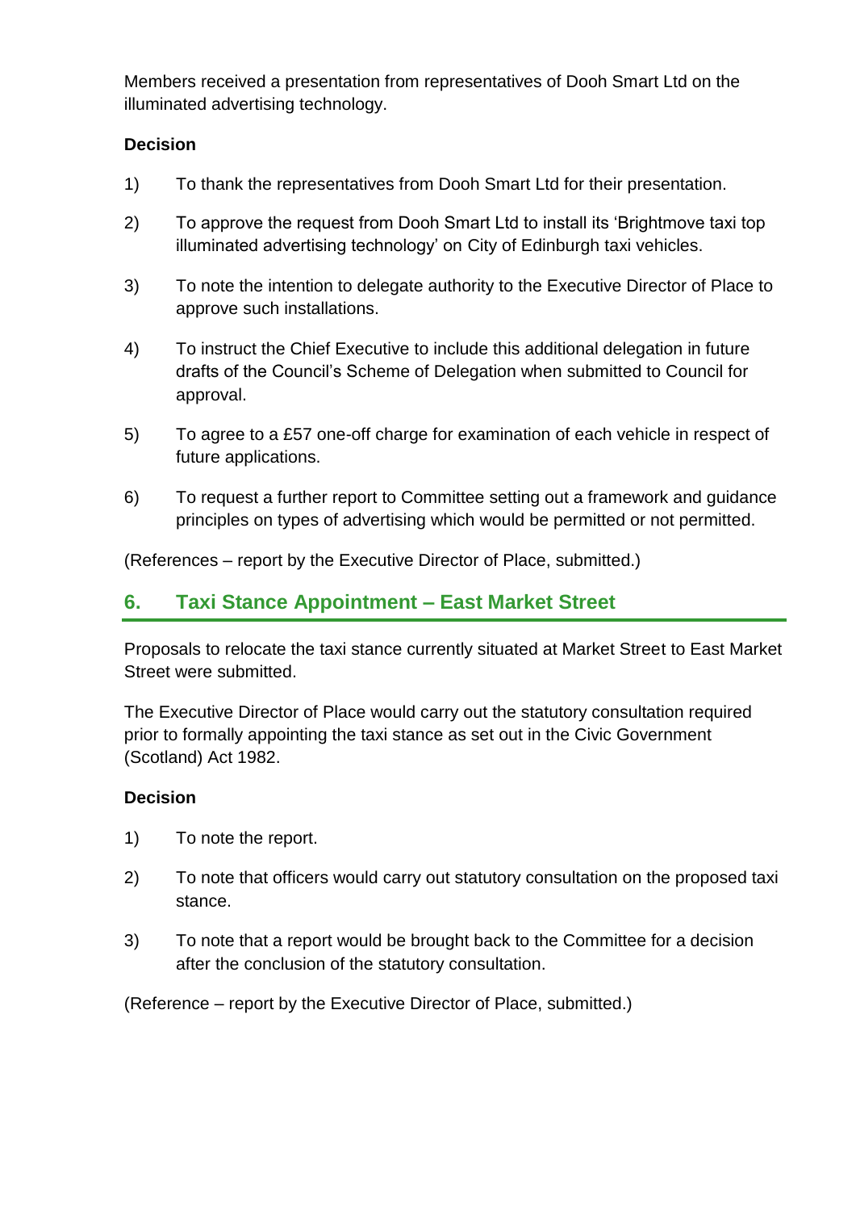Members received a presentation from representatives of Dooh Smart Ltd on the illuminated advertising technology.

**Decision**

1) To thank the representatives from Dooh Smart Ltd for their presentation.

2) To approve the request from Dooh Smart Ltd to install its 'Brightmove taxi top illuminated advertising technology' on City of Edinburgh taxi vehicles.

3) To note the intention to delegate authority to the Executive Director of Place to approve such installations.

4) To instruct the Chief Executive to include this additional delegation in future drafts of the Council's Scheme of Delegation when submitted to Council for approval.

5) To agree to a £57 one-off charge for examination of each vehicle in respect of future applications.

6) To request a further report to Committee setting out a framework and guidance principles on types of advertising which would be permitted or not permitted.

(References – report by the Executive Director of Place, submitted.)

## 6. Taxi Stance Appointment – East Market Street

Proposals to relocate the taxi stance currently situated at Market Street to East Market Street were submitted.

The Executive Director of Place would carry out the statutory consultation required prior to formally appointing the taxi stance as set out in the Civic Government (Scotland) Act 1982.

**Decision**

1) To note the report.

2) To note that officers would carry out statutory consultation on the proposed taxi stance.

3) To note that a report would be brought back to the Committee for a decision after the conclusion of the statutory consultation.

(Reference – report by the Executive Director of Place, submitted.)